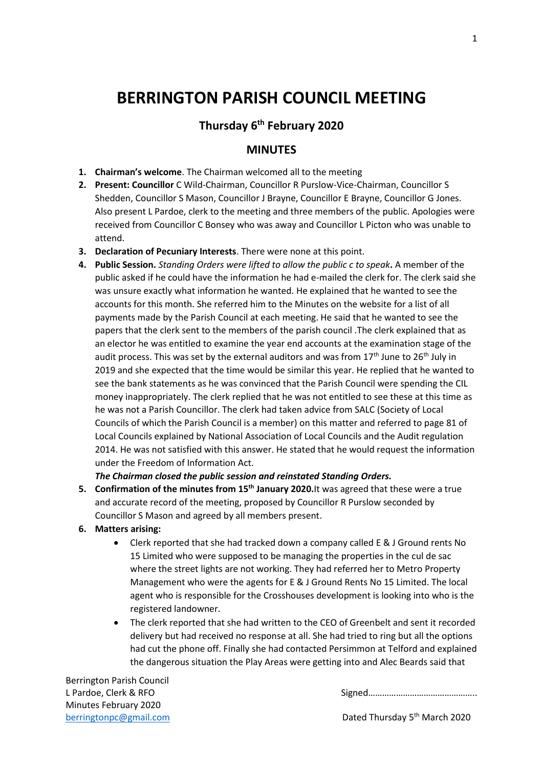# BERRINGTON PARISH COUNCIL MEETING

## Thursday 6th February 2020

## MINUTES

1. **Chairman's welcome**. The Chairman welcomed all to the meeting
2. **Present: Councillor** C Wild-Chairman, Councillor R Purslow-Vice-Chairman, Councillor S Shedden, Councillor S Mason, Councillor J Brayne, Councillor E Brayne, Councillor G Jones. Also present L Pardoe, clerk to the meeting and three members of the public. Apologies were received from Councillor C Bonsey who was away and Councillor L Picton who was unable to attend.
3. **Declaration of Pecuniary Interests**. There were none at this point.
4. **Public Session.** *Standing Orders were lifted to allow the public c to speak***.** A member of the public asked if he could have the information he had e-mailed the clerk for. The clerk said she was unsure exactly what information he wanted. He explained that he wanted to see the accounts for this month. She referred him to the Minutes on the website for a list of all payments made by the Parish Council at each meeting. He said that he wanted to see the papers that the clerk sent to the members of the parish council .The clerk explained that as an elector he was entitled to examine the year end accounts at the examination stage of the audit process. This was set by the external auditors and was from 17th June to 26th July in 2019 and she expected that the time would be similar this year. He replied that he wanted to see the bank statements as he was convinced that the Parish Council were spending the CIL money inappropriately. The clerk replied that he was not entitled to see these at this time as he was not a Parish Councillor. The clerk had taken advice from SALC (Society of Local Councils of which the Parish Council is a member) on this matter and referred to page 81 of Local Councils explained by National Association of Local Councils and the Audit regulation 2014. He was not satisfied with this answer. He stated that he would request the information under the Freedom of Information Act.

   ***The Chairman closed the public session and reinstated Standing Orders.***
5. **Confirmation of the minutes from 15th January 2020.**It was agreed that these were a true and accurate record of the meeting, proposed by Councillor R Purslow seconded by Councillor S Mason and agreed by all members present.
6. **Matters arising:**
   - Clerk reported that she had tracked down a company called E & J Ground rents No 15 Limited who were supposed to be managing the properties in the cul de sac where the street lights are not working. They had referred her to Metro Property Management who were the agents for E & J Ground Rents No 15 Limited. The local agent who is responsible for the Crosshouses development is looking into who is the registered landowner.
   - The clerk reported that she had written to the CEO of Greenbelt and sent it recorded delivery but had received no response at all. She had tried to ring but all the options had cut the phone off. Finally she had contacted Persimmon at Telford and explained the dangerous situation the Play Areas were getting into and Alec Beards said that

Berrington Parish Council
L Pardoe, Clerk & RFO
Minutes February 2020
berringtonpc@gmail.com

Signed……………………………………..

Dated Thursday 5th March 2020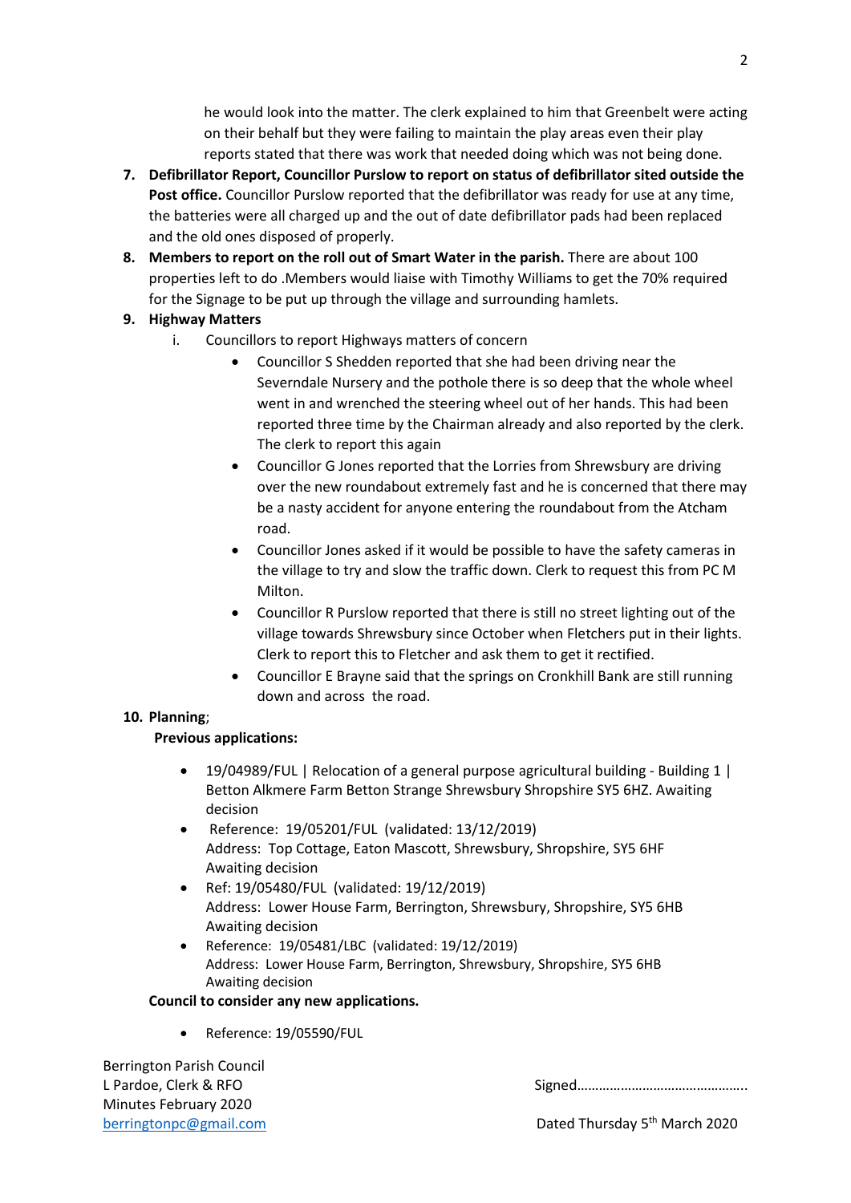he would look into the matter. The clerk explained to him that Greenbelt were acting on their behalf but they were failing to maintain the play areas even their play reports stated that there was work that needed doing which was not being done.

7. **Defibrillator Report, Councillor Purslow to report on status of defibrillator sited outside the Post office.** Councillor Purslow reported that the defibrillator was ready for use at any time, the batteries were all charged up and the out of date defibrillator pads had been replaced and the old ones disposed of properly.
8. **Members to report on the roll out of Smart Water in the parish.** There are about 100 properties left to do .Members would liaise with Timothy Williams to get the 70% required for the Signage to be put up through the village and surrounding hamlets.
9. **Highway Matters**
   i. Councillors to report Highways matters of concern
      - Councillor S Shedden reported that she had been driving near the Severndale Nursery and the pothole there is so deep that the whole wheel went in and wrenched the steering wheel out of her hands. This had been reported three time by the Chairman already and also reported by the clerk. The clerk to report this again
      - Councillor G Jones reported that the Lorries from Shrewsbury are driving over the new roundabout extremely fast and he is concerned that there may be a nasty accident for anyone entering the roundabout from the Atcham road.
      - Councillor Jones asked if it would be possible to have the safety cameras in the village to try and slow the traffic down. Clerk to request this from PC M Milton.
      - Councillor R Purslow reported that there is still no street lighting out of the village towards Shrewsbury since October when Fletchers put in their lights. Clerk to report this to Fletcher and ask them to get it rectified.
      - Councillor E Brayne said that the springs on Cronkhill Bank are still running down and across the road.
10. **Planning**;

**Previous applications:**

- 19/04989/FUL | Relocation of a general purpose agricultural building - Building 1 | Betton Alkmere Farm Betton Strange Shrewsbury Shropshire SY5 6HZ. Awaiting decision
- Reference: 19/05201/FUL (validated: 13/12/2019)
  Address: Top Cottage, Eaton Mascott, Shrewsbury, Shropshire, SY5 6HF
  Awaiting decision
- Ref: 19/05480/FUL (validated: 19/12/2019)
  Address: Lower House Farm, Berrington, Shrewsbury, Shropshire, SY5 6HB
  Awaiting decision
- Reference: 19/05481/LBC (validated: 19/12/2019)
  Address: Lower House Farm, Berrington, Shrewsbury, Shropshire, SY5 6HB
  Awaiting decision

**Council to consider any new applications.**

- Reference: 19/05590/FUL

Berrington Parish Council
L Pardoe, Clerk & RFO
Minutes February 2020
berringtonpc@gmail.com

Signed……………………………………….

Dated Thursday 5th March 2020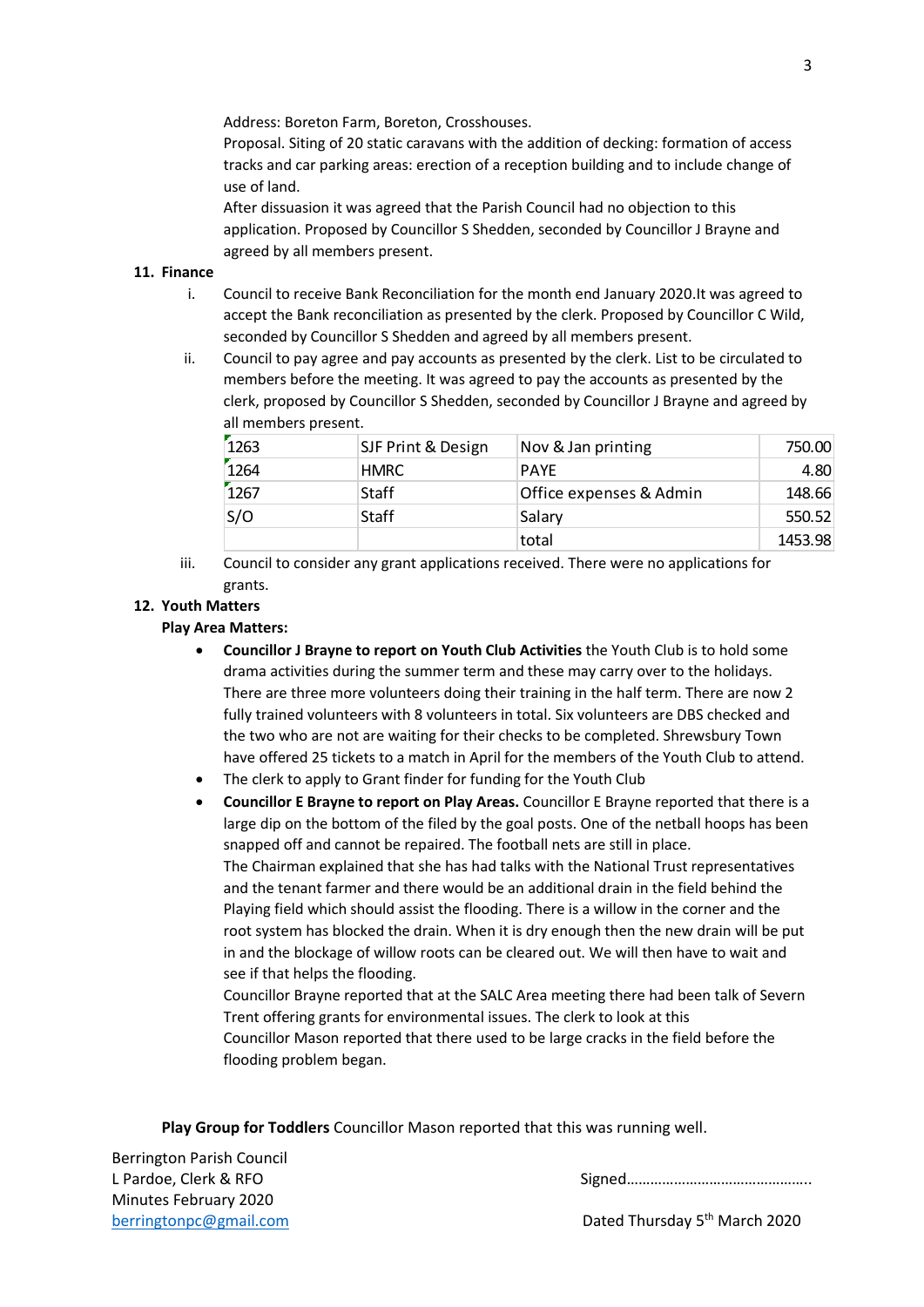Address: Boreton Farm, Boreton, Crosshouses.
Proposal. Siting of 20 static caravans with the addition of decking: formation of access tracks and car parking areas: erection of a reception building and to include change of use of land.
After dissuasion it was agreed that the Parish Council had no objection to this application. Proposed by Councillor S Shedden, seconded by Councillor J Brayne and agreed by all members present.

**11. Finance**

i. Council to receive Bank Reconciliation for the month end January 2020.It was agreed to accept the Bank reconciliation as presented by the clerk. Proposed by Councillor C Wild, seconded by Councillor S Shedden and agreed by all members present.

ii. Council to pay agree and pay accounts as presented by the clerk. List to be circulated to members before the meeting. It was agreed to pay the accounts as presented by the clerk, proposed by Councillor S Shedden, seconded by Councillor J Brayne and agreed by all members present.

| 1263 | SJF Print & Design | Nov & Jan printing | 750.00 |
|---|---|---|---|
| 1264 | HMRC | PAYE | 4.80 |
| 1267 | Staff | Office expenses & Admin | 148.66 |
| S/O | Staff | Salary | 550.52 |
| | | total | 1453.98 |

iii. Council to consider any grant applications received. There were no applications for grants.

**12. Youth Matters**

**Play Area Matters:**

- **Councillor J Brayne to report on Youth Club Activities** the Youth Club is to hold some drama activities during the summer term and these may carry over to the holidays. There are three more volunteers doing their training in the half term. There are now 2 fully trained volunteers with 8 volunteers in total. Six volunteers are DBS checked and the two who are not are waiting for their checks to be completed. Shrewsbury Town have offered 25 tickets to a match in April for the members of the Youth Club to attend.
- The clerk to apply to Grant finder for funding for the Youth Club
- **Councillor E Brayne to report on Play Areas.** Councillor E Brayne reported that there is a large dip on the bottom of the filed by the goal posts. One of the netball hoops has been snapped off and cannot be repaired. The football nets are still in place.
  The Chairman explained that she has had talks with the National Trust representatives and the tenant farmer and there would be an additional drain in the field behind the Playing field which should assist the flooding. There is a willow in the corner and the root system has blocked the drain. When it is dry enough then the new drain will be put in and the blockage of willow roots can be cleared out. We will then have to wait and see if that helps the flooding.
  Councillor Brayne reported that at the SALC Area meeting there had been talk of Severn Trent offering grants for environmental issues. The clerk to look at this
  Councillor Mason reported that there used to be large cracks in the field before the flooding problem began.

**Play Group for Toddlers** Councillor Mason reported that this was running well.

Berrington Parish Council
L Pardoe, Clerk & RFO
Minutes February 2020
berringtonpc@gmail.com

Signed………………………………………..

Dated Thursday 5th March 2020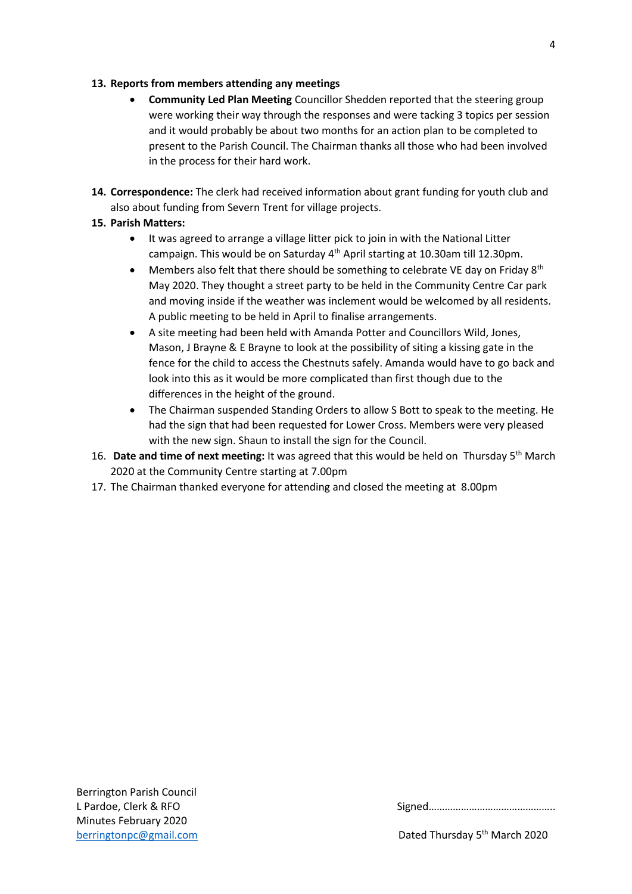**13. Reports from members attending any meetings**

- **Community Led Plan Meeting** Councillor Shedden reported that the steering group were working their way through the responses and were tacking 3 topics per session and it would probably be about two months for an action plan to be completed to present to the Parish Council. The Chairman thanks all those who had been involved in the process for their hard work.

**14. Correspondence:** The clerk had received information about grant funding for youth club and also about funding from Severn Trent for village projects.

**15. Parish Matters:**

- It was agreed to arrange a village litter pick to join in with the National Litter campaign. This would be on Saturday 4th April starting at 10.30am till 12.30pm.
- Members also felt that there should be something to celebrate VE day on Friday 8th May 2020. They thought a street party to be held in the Community Centre Car park and moving inside if the weather was inclement would be welcomed by all residents. A public meeting to be held in April to finalise arrangements.
- A site meeting had been held with Amanda Potter and Councillors Wild, Jones, Mason, J Brayne & E Brayne to look at the possibility of siting a kissing gate in the fence for the child to access the Chestnuts safely. Amanda would have to go back and look into this as it would be more complicated than first though due to the differences in the height of the ground.
- The Chairman suspended Standing Orders to allow S Bott to speak to the meeting. He had the sign that had been requested for Lower Cross. Members were very pleased with the new sign. Shaun to install the sign for the Council.

16. **Date and time of next meeting:** It was agreed that this would be held on Thursday 5th March 2020 at the Community Centre starting at 7.00pm

17. The Chairman thanked everyone for attending and closed the meeting at 8.00pm

Berrington Parish Council
L Pardoe, Clerk & RFO
Minutes February 2020
berringtonpc@gmail.com

Signed……………………………………….

Dated Thursday 5th March 2020